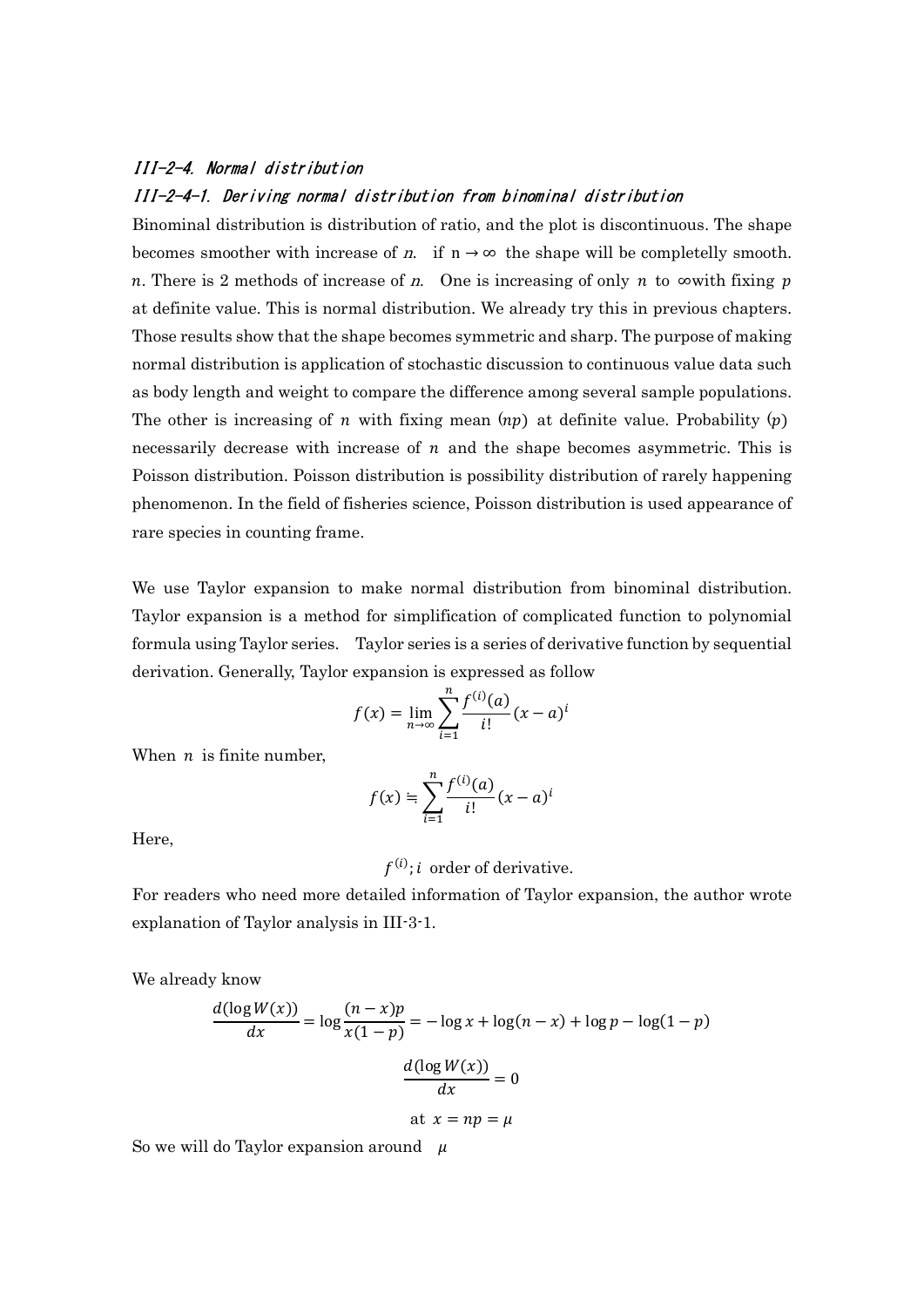### *III-2-4. Normal distribution*

### *III-2-4-1. Deriving normal distribution from binominal distribution*

Binominal distribution is distribution of ratio, and the plot is discontinuous. The shape becomes smoother with increase of $n$. if $n \to \infty$ the shape will be completelly smooth. $n$. There is 2 methods of increase of $n$. One is increasing of only $n$ to $\infty$with fixing $p$ at definite value. This is normal distribution. We already try this in previous chapters. Those results show that the shape becomes symmetric and sharp. The purpose of making normal distribution is application of stochastic discussion to continuous value data such as body length and weight to compare the difference among several sample populations. The other is increasing of $n$ with fixing mean ($np$) at definite value. Probability ($p$) necessarily decrease with increase of $n$ and the shape becomes asymmetric. This is Poisson distribution. Poisson distribution is possibility distribution of rarely happening phenomenon. In the field of fisheries science, Poisson distribution is used appearance of rare species in counting frame.

We use Taylor expansion to make normal distribution from binominal distribution. Taylor expansion is a method for simplification of complicated function to polynomial formula using Taylor series. Taylor series is a series of derivative function by sequential derivation. Generally, Taylor expansion is expressed as follow

$$f(x) = \lim_{n \to \infty} \sum_{i=1}^{n} \frac{f^{(i)}(a)}{i!}(x-a)^i$$

When $n$ is finite number,

$$f(x) \fallingdotseq \sum_{i=1}^{n} \frac{f^{(i)}(a)}{i!}(x-a)^i$$

Here,

$f^{(i)}; i$ order of derivative.

For readers who need more detailed information of Taylor expansion, the author wrote explanation of Taylor analysis in III-3-1.

We already know

$$\frac{d(\log W(x))}{dx} = \log \frac{(n-x)p}{x(1-p)} = -\log x + \log(n-x) + \log p - \log(1-p)$$

$$\frac{d(\log W(x))}{dx} = 0$$

$$\text{at } x = np = \mu$$

So we will do Taylor expansion around $\mu$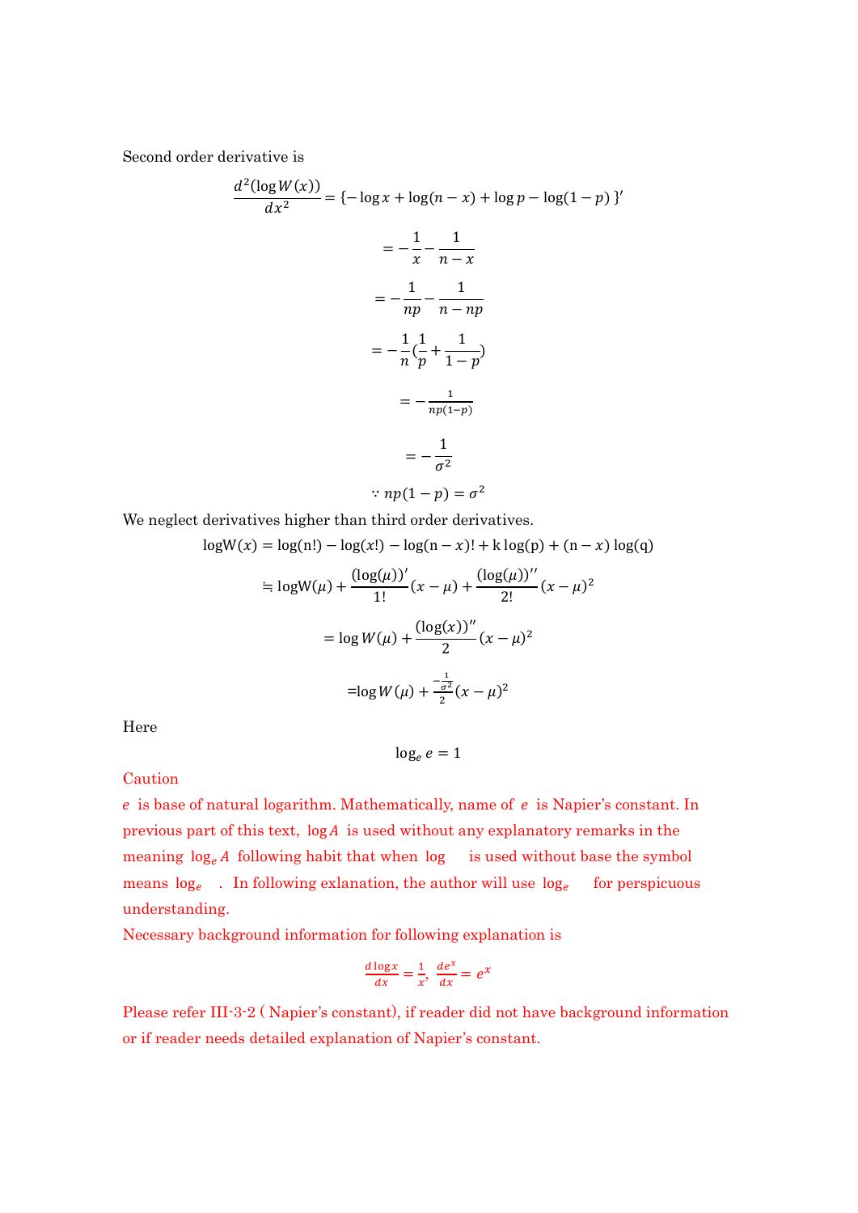Second order derivative is

$$\frac{d^2(\log W(x))}{dx^2} = \{-\log x + \log(n-x) + \log p - \log(1-p)\}'$$

$$= -\frac{1}{x} - \frac{1}{n-x}$$

$$= -\frac{1}{np} - \frac{1}{n-np}$$

$$= -\frac{1}{n}\left(\frac{1}{p} + \frac{1}{1-p}\right)$$

$$= -\frac{1}{np(1-p)}$$

$$= -\frac{1}{\sigma^2}$$

$$\because np(1-p) = \sigma^2$$

We neglect derivatives higher than third order derivatives.

$$\log W(x) = \log(n!) - \log(x!) - \log(n-x)! + k\log(p) + (n-x)\log(q)$$

$$\fallingdotseq \log W(\mu) + \frac{(\log(\mu))'}{1!}(x-\mu) + \frac{(\log(\mu))''}{2!}(x-\mu)^2$$

$$= \log W(\mu) + \frac{(\log(x))''}{2}(x-\mu)^2$$

$$= \log W(\mu) + \frac{-\frac{1}{\sigma^2}}{2}(x-\mu)^2$$

Here

$$\log_e e = 1$$

Caution

$e$ is base of natural logarithm. Mathematically, name of $e$ is Napier's constant. In previous part of this text, $\log A$ is used without any explanatory remarks in the meaning $\log_e A$ following habit that when $\log$ is used without base the symbol means $\log_e$ . In following exlanation, the author will use $\log_e$ for perspicuous understanding.

Necessary background information for following explanation is

$$\frac{d\log x}{dx} = \frac{1}{x},\ \frac{de^x}{dx} = e^x$$

Please refer III-3-2 ( Napier's constant), if reader did not have background information or if reader needs detailed explanation of Napier's constant.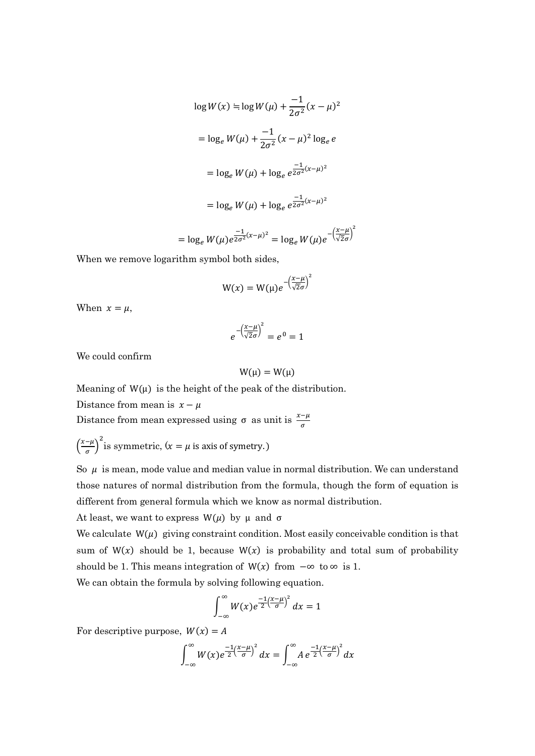$$\log W(x) \fallingdotseq \log W(\mu) + \frac{-1}{2\sigma^2}(x-\mu)^2$$

$$= \log_e W(\mu) + \frac{-1}{2\sigma^2}(x-\mu)^2 \log_e e$$

$$= \log_e W(\mu) + \log_e e^{\frac{-1}{2\sigma^2}(x-\mu)^2}$$

$$= \log_e W(\mu) + \log_e e^{\frac{-1}{2\sigma^2}(x-\mu)^2}$$

$$= \log_e W(\mu) e^{\frac{-1}{2\sigma^2}(x-\mu)^2} = \log_e W(\mu) e^{-\left(\frac{x-\mu}{\sqrt{2}\sigma}\right)^2}$$

When we remove logarithm symbol both sides,

$$\mathrm{W}(x) = \mathrm{W}(\mu) e^{-\left(\frac{x-\mu}{\sqrt{2}\sigma}\right)^2}$$

When $x = \mu$,

$$e^{-\left(\frac{x-\mu}{\sqrt{2}\sigma}\right)^2} = e^0 = 1$$

We could confirm

$$\mathrm{W}(\mu) = \mathrm{W}(\mu)$$

Meaning of $\mathrm{W}(\mu)$ is the height of the peak of the distribution.

Distance from mean is $x - \mu$

Distance from mean expressed using $\sigma$ as unit is $\frac{x-\mu}{\sigma}$

$\left(\frac{x-\mu}{\sigma}\right)^2$ is symmetric, ($x = \mu$ is axis of symetry.)

So $\mu$ is mean, mode value and median value in normal distribution. We can understand those natures of normal distribution from the formula, though the form of equation is different from general formula which we know as normal distribution.

At least, we want to express $\mathrm{W}(\mu)$ by $\mu$ and $\sigma$

We calculate $\mathrm{W}(\mu)$ giving constraint condition. Most easily conceivable condition is that sum of $\mathrm{W}(x)$ should be 1, because $\mathrm{W}(x)$ is probability and total sum of probability should be 1. This means integration of $\mathrm{W}(x)$ from $-\infty$ to $\infty$ is 1.

We can obtain the formula by solving following equation.

$$\int_{-\infty}^{\infty} W(x) e^{\frac{-1}{2}\left(\frac{x-\mu}{\sigma}\right)^2} dx = 1$$

For descriptive purpose, $W(x) = A$

$$\int_{-\infty}^{\infty} W(x) e^{\frac{-1}{2}\left(\frac{x-\mu}{\sigma}\right)^2} dx = \int_{-\infty}^{\infty} A\, e^{\frac{-1}{2}\left(\frac{x-\mu}{\sigma}\right)^2} dx$$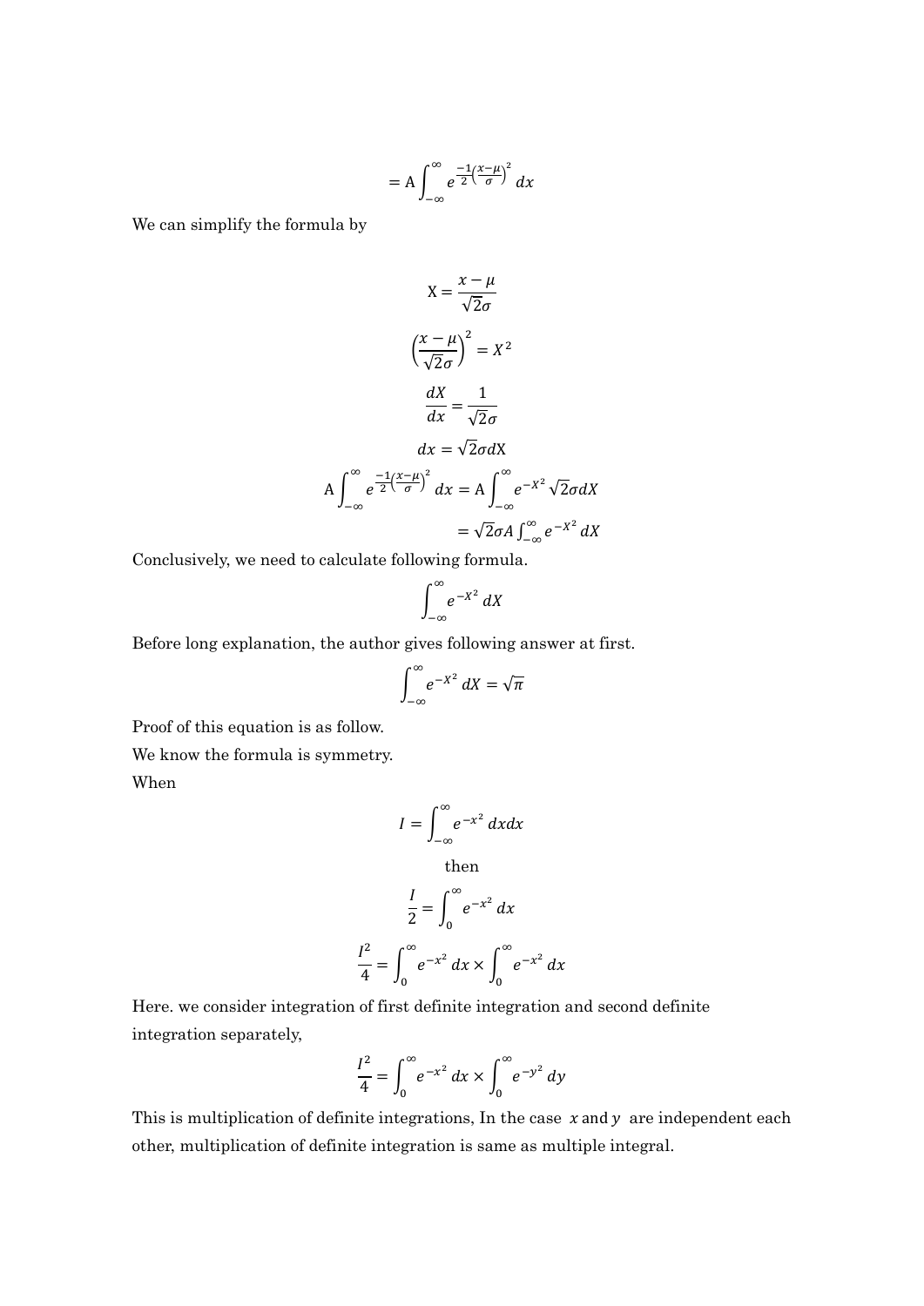$$= \mathrm{A}\int_{-\infty}^{\infty} e^{\frac{-1}{2}\left(\frac{x-\mu}{\sigma}\right)^2} dx$$

We can simplify the formula by

$$\mathrm{X} = \frac{x-\mu}{\sqrt{2}\sigma}$$

$$\left(\frac{x-\mu}{\sqrt{2}\sigma}\right)^2 = X^2$$

$$\frac{dX}{dx} = \frac{1}{\sqrt{2}\sigma}$$

$$dx = \sqrt{2}\sigma d\mathrm{X}$$

$$\mathrm{A}\int_{-\infty}^{\infty} e^{\frac{-1}{2}\left(\frac{x-\mu}{\sigma}\right)^2} dx = \mathrm{A}\int_{-\infty}^{\infty} e^{-X^2}\sqrt{2}\sigma dX$$

$$= \sqrt{2}\sigma A \int_{-\infty}^{\infty} e^{-X^2} dX$$

Conclusively, we need to calculate following formula.

$$\int_{-\infty}^{\infty} e^{-X^2} dX$$

Before long explanation, the author gives following answer at first.

$$\int_{-\infty}^{\infty} e^{-X^2} dX = \sqrt{\pi}$$

Proof of this equation is as follow.

We know the formula is symmetry.

When

$$I = \int_{-\infty}^{\infty} e^{-x^2} dxdx$$

then

$$\frac{I}{2} = \int_{0}^{\infty} e^{-x^2} dx$$

$$\frac{I^2}{4} = \int_{0}^{\infty} e^{-x^2} dx \times \int_{0}^{\infty} e^{-x^2} dx$$

Here. we consider integration of first definite integration and second definite integration separately,

$$\frac{I^2}{4} = \int_{0}^{\infty} e^{-x^2} dx \times \int_{0}^{\infty} e^{-y^2} dy$$

This is multiplication of definite integrations, In the case $x$ and $y$ are independent each other, multiplication of definite integration is same as multiple integral.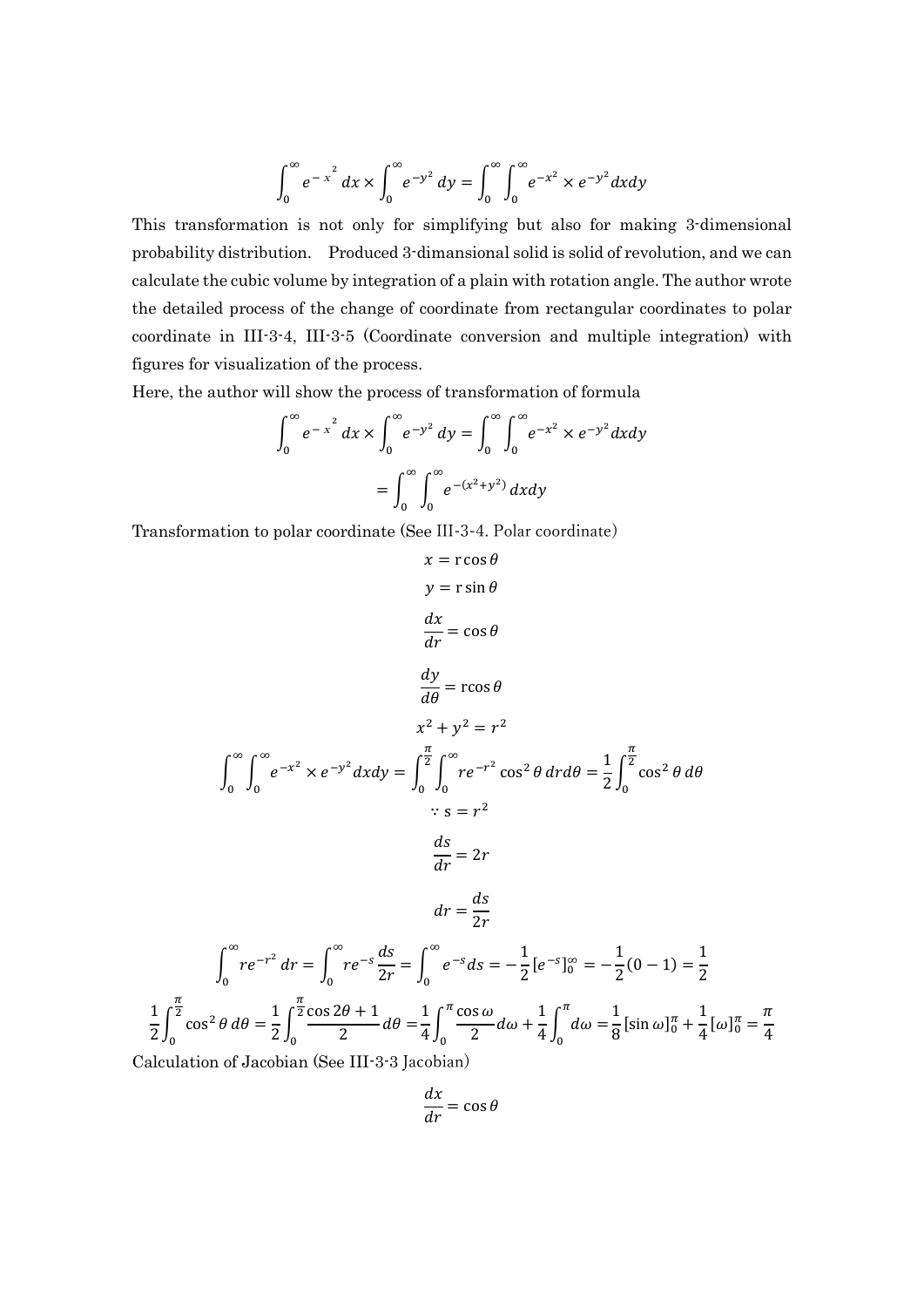$$\int_0^\infty e^{-x^2} dx \times \int_0^\infty e^{-y^2} dy = \int_0^\infty \int_0^\infty e^{-x^2} \times e^{-y^2} dxdy$$

This transformation is not only for simplifying but also for making 3-dimensional probability distribution. Produced 3-dimansional solid is solid of revolution, and we can calculate the cubic volume by integration of a plain with rotation angle. The author wrote the detailed process of the change of coordinate from rectangular coordinates to polar coordinate in III-3-4, III-3-5 (Coordinate conversion and multiple integration) with figures for visualization of the process.

Here, the author will show the process of transformation of formula

$$\int_0^\infty e^{-x^2} dx \times \int_0^\infty e^{-y^2} dy = \int_0^\infty \int_0^\infty e^{-x^2} \times e^{-y^2} dxdy$$

$$= \int_0^\infty \int_0^\infty e^{-(x^2+y^2)} dxdy$$

Transformation to polar coordinate (See III-3-4. Polar coordinate)

$$x = \mathrm{r}\cos\theta$$

$$y = \mathrm{r}\sin\theta$$

$$\frac{dx}{dr} = \cos\theta$$

$$\frac{dy}{d\theta} = \mathrm{r}\cos\theta$$

$$x^2 + y^2 = r^2$$

$$\int_0^\infty \int_0^\infty e^{-x^2} \times e^{-y^2} dxdy = \int_0^{\frac{\pi}{2}} \int_0^\infty re^{-r^2} \cos^2\theta \, drd\theta = \frac{1}{2}\int_0^{\frac{\pi}{2}} \cos^2\theta \, d\theta$$

$$\because \mathrm{s} = r^2$$

$$\frac{ds}{dr} = 2r$$

$$dr = \frac{ds}{2r}$$

$$\int_0^\infty re^{-r^2} dr = \int_0^\infty re^{-s}\frac{ds}{2r} = \int_0^\infty e^{-s} ds = -\frac{1}{2}[e^{-s}]_0^\infty = -\frac{1}{2}(0-1) = \frac{1}{2}$$

$$\frac{1}{2}\int_0^{\frac{\pi}{2}} \cos^2\theta \, d\theta = \frac{1}{2}\int_0^{\frac{\pi}{2}} \frac{\cos 2\theta + 1}{2} d\theta = \frac{1}{4}\int_0^{\pi} \frac{\cos\omega}{2} d\omega + \frac{1}{4}\int_0^{\pi} d\omega = \frac{1}{8}[\sin\omega]_0^{\pi} + \frac{1}{4}[\omega]_0^{\pi} = \frac{\pi}{4}$$

Calculation of Jacobian (See III-3-3 Jacobian)

$$\frac{dx}{dr} = \cos\theta$$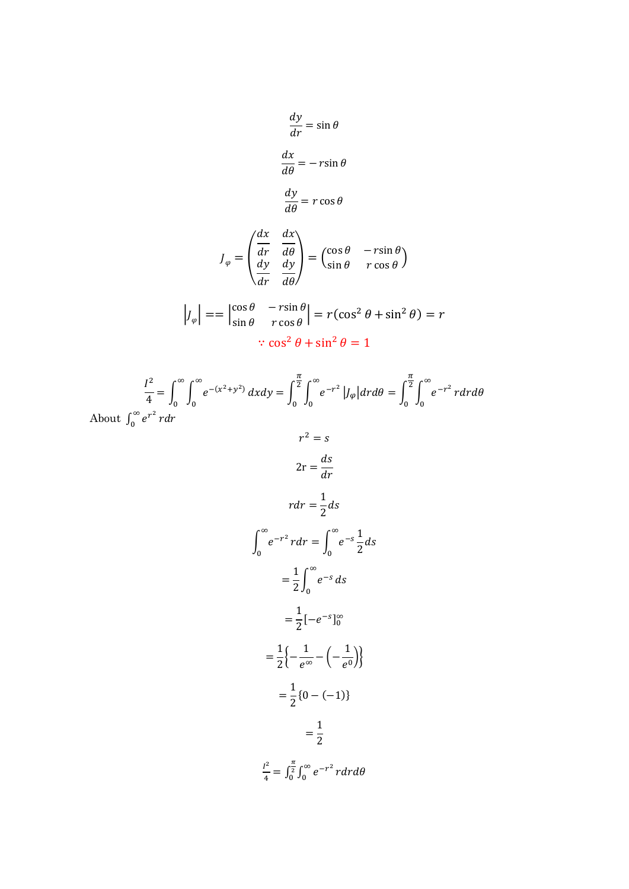$$\frac{dy}{dr} = \sin\theta$$

$$\frac{dx}{d\theta} = -r\sin\theta$$

$$\frac{dy}{d\theta} = r\cos\theta$$

$$J_{\varphi} = \begin{pmatrix} \frac{dx}{dr} & \frac{dx}{d\theta} \\ \frac{dy}{dr} & \frac{dy}{d\theta} \end{pmatrix} = \begin{pmatrix} \cos\theta & -r\sin\theta \\ \sin\theta & r\cos\theta \end{pmatrix}$$

$$\left|J_{\varphi}\right| == \begin{vmatrix} \cos\theta & -r\sin\theta \\ \sin\theta & r\cos\theta \end{vmatrix} = r(\cos^2\theta + \sin^2\theta) = r$$

$$\because \cos^2\theta + \sin^2\theta = 1$$

$$\frac{I^2}{4} = \int_0^{\infty}\int_0^{\infty} e^{-(x^2+y^2)}\,dxdy = \int_0^{\frac{\pi}{2}}\int_0^{\infty} e^{-r^2}\left|J_{\varphi}\right| drd\theta = \int_0^{\frac{\pi}{2}}\int_0^{\infty} e^{-r^2}\,rdrd\theta$$

About $\int_0^{\infty} e^{r^2}\,rdr$

$$r^2 = s$$

$$2\mathrm{r} = \frac{ds}{dr}$$

$$rdr = \frac{1}{2}ds$$

$$\int_0^{\infty} e^{-r^2}\,rdr = \int_0^{\infty} e^{-s}\frac{1}{2}ds$$

$$= \frac{1}{2}\int_0^{\infty} e^{-s}\,ds$$

$$= \frac{1}{2}[-e^{-s}]_0^{\infty}$$

$$= \frac{1}{2}\left\{-\frac{1}{e^{\infty}} - \left(-\frac{1}{e^0}\right)\right\}$$

$$= \frac{1}{2}\{0 - (-1)\}$$

$$= \frac{1}{2}$$

$$\frac{I^2}{4} = \int_0^{\frac{\pi}{2}}\int_0^{\infty} e^{-r^2}\,rdrd\theta$$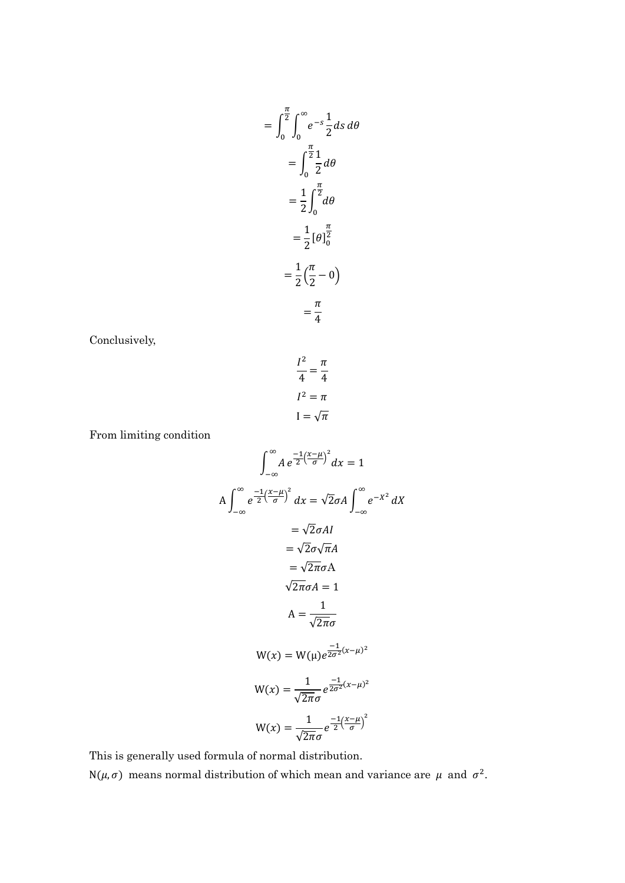$$= \int_0^{\frac{\pi}{2}} \int_0^{\infty} e^{-s} \frac{1}{2} ds\, d\theta$$

$$= \int_0^{\frac{\pi}{2}} \frac{1}{2} d\theta$$

$$= \frac{1}{2} \int_0^{\frac{\pi}{2}} d\theta$$

$$= \frac{1}{2} [\theta]_0^{\frac{\pi}{2}}$$

$$= \frac{1}{2}\left(\frac{\pi}{2} - 0\right)$$

$$= \frac{\pi}{4}$$

Conclusively,

$$\frac{I^2}{4} = \frac{\pi}{4}$$

$$I^2 = \pi$$

$$\mathrm{I} = \sqrt{\pi}$$

From limiting condition

$$\int_{-\infty}^{\infty} A\, e^{\frac{-1}{2}\left(\frac{x-\mu}{\sigma}\right)^2} dx = 1$$

$$\mathrm{A} \int_{-\infty}^{\infty} e^{\frac{-1}{2}\left(\frac{x-\mu}{\sigma}\right)^2} dx = \sqrt{2}\sigma A \int_{-\infty}^{\infty} e^{-X^2} dX$$

$$= \sqrt{2}\sigma A I$$

$$= \sqrt{2}\sigma\sqrt{\pi} A$$

$$= \sqrt{2\pi}\sigma \mathrm{A}$$

$$\sqrt{2\pi}\sigma A = 1$$

$$\mathrm{A} = \frac{1}{\sqrt{2\pi}\sigma}$$

$$\mathrm{W}(x) = \mathrm{W}(\mu) e^{\frac{-1}{2\sigma^2}(x-\mu)^2}$$

$$\mathrm{W}(x) = \frac{1}{\sqrt{2\pi}\sigma} e^{\frac{-1}{2\sigma^2}(x-\mu)^2}$$

$$\mathrm{W}(x) = \frac{1}{\sqrt{2\pi}\sigma} e^{\frac{-1}{2}\left(\frac{x-\mu}{\sigma}\right)^2}$$

This is generally used formula of normal distribution.

$\mathrm{N}(\mu, \sigma)$ means normal distribution of which mean and variance are $\mu$ and $\sigma^2$.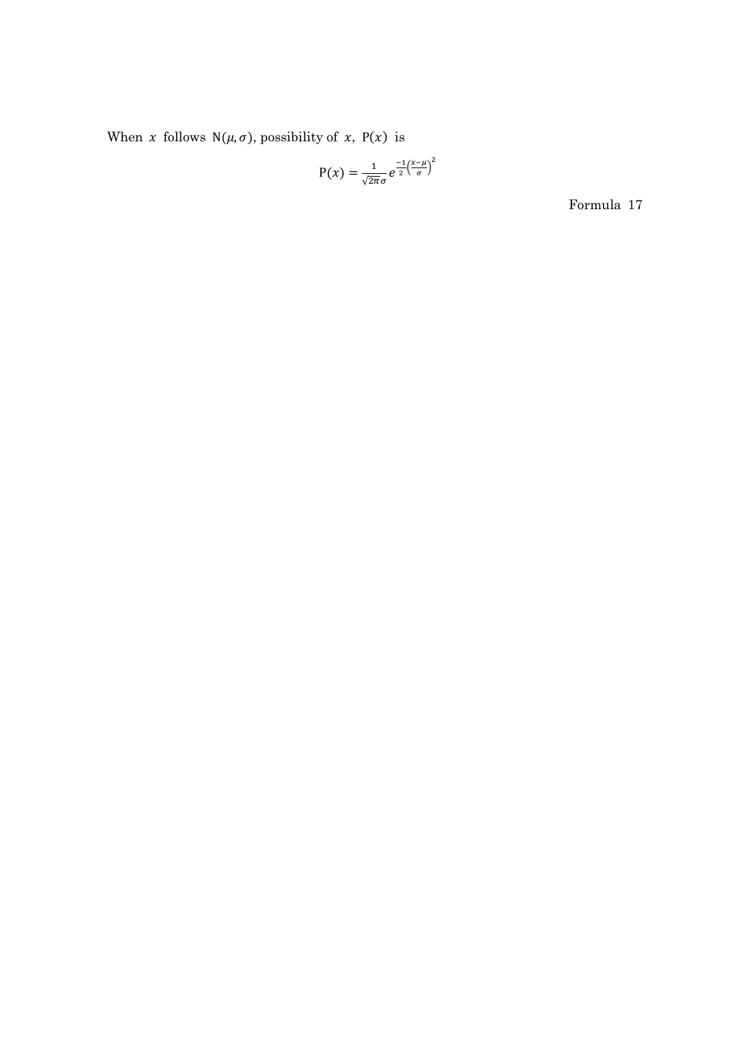When $x$ follows $\mathrm{N}(\mu, \sigma)$, possibility of $x$, $\mathrm{P}(x)$ is

$$\mathrm{P}(x) = \frac{1}{\sqrt{2\pi}\sigma} e^{\frac{-1}{2}\left(\frac{x-\mu}{\sigma}\right)^2}$$

Formula 17